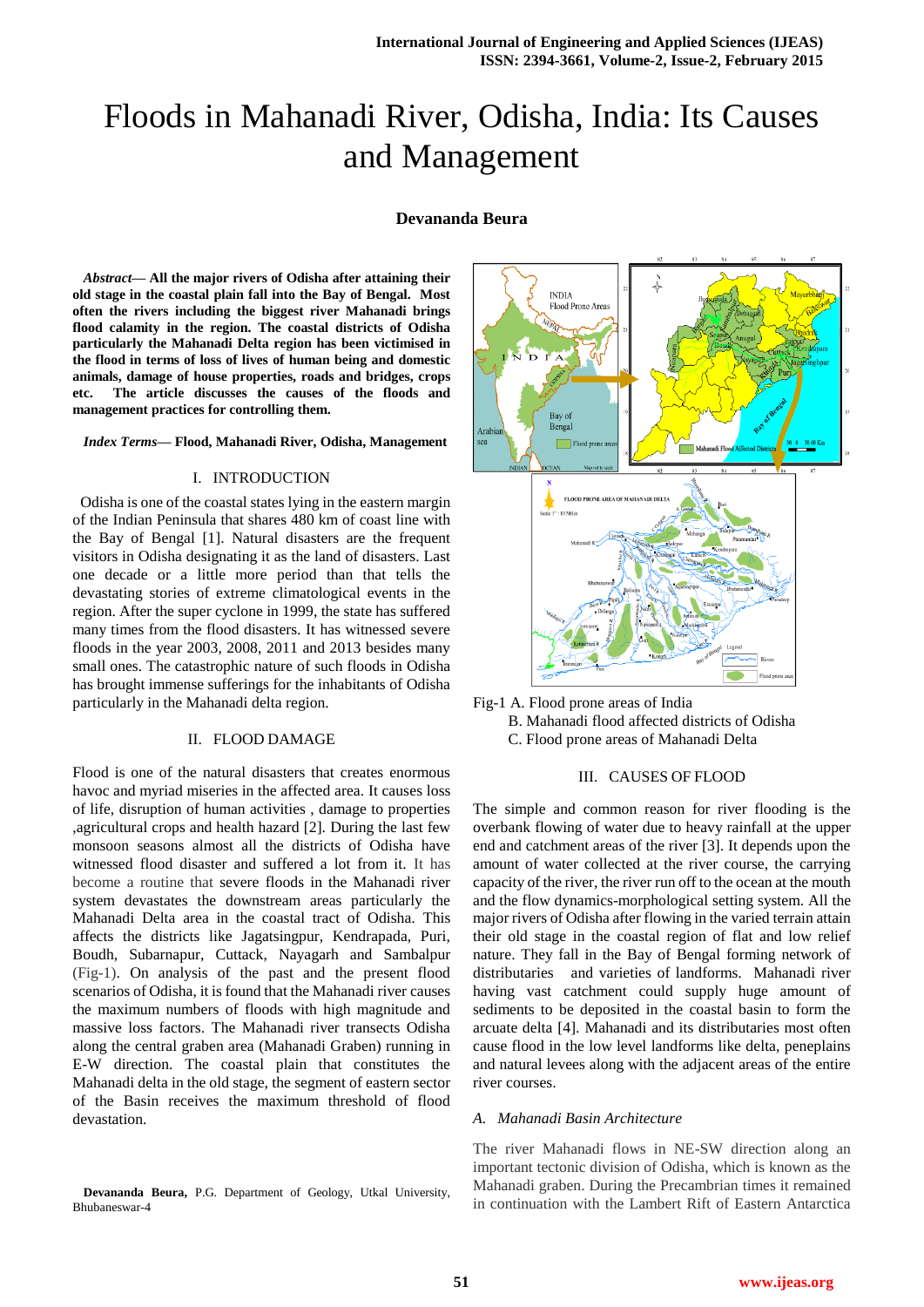# Floods in Mahanadi River, Odisha, India: Its Causes and Management

**Devananda Beura**

***Abstract*— All the major rivers of Odisha after attaining their old stage in the coastal plain fall into the Bay of Bengal. Most often the rivers including the biggest river Mahanadi brings flood calamity in the region. The coastal districts of Odisha particularly the Mahanadi Delta region has been victimised in the flood in terms of loss of lives of human being and domestic animals, damage of house properties, roads and bridges, crops etc. The article discusses the causes of the floods and management practices for controlling them.**

***Index Terms*— Flood, Mahanadi River, Odisha, Management**

## I. INTRODUCTION

Odisha is one of the coastal states lying in the eastern margin of the Indian Peninsula that shares 480 km of coast line with the Bay of Bengal [1]. Natural disasters are the frequent visitors in Odisha designating it as the land of disasters. Last one decade or a little more period than that tells the devastating stories of extreme climatological events in the region. After the super cyclone in 1999, the state has suffered many times from the flood disasters. It has witnessed severe floods in the year 2003, 2008, 2011 and 2013 besides many small ones. The catastrophic nature of such floods in Odisha has brought immense sufferings for the inhabitants of Odisha particularly in the Mahanadi delta region.

## II. FLOOD DAMAGE

Flood is one of the natural disasters that creates enormous havoc and myriad miseries in the affected area. It causes loss of life, disruption of human activities , damage to properties ,agricultural crops and health hazard [2]. During the last few monsoon seasons almost all the districts of Odisha have witnessed flood disaster and suffered a lot from it. It has become a routine that severe floods in the Mahanadi river system devastates the downstream areas particularly the Mahanadi Delta area in the coastal tract of Odisha. This affects the districts like Jagatsingpur, Kendrapada, Puri, Boudh, Subarnapur, Cuttack, Nayagarh and Sambalpur (Fig-1). On analysis of the past and the present flood scenarios of Odisha, it is found that the Mahanadi river causes the maximum numbers of floods with high magnitude and massive loss factors. The Mahanadi river transects Odisha along the central graben area (Mahanadi Graben) running in E-W direction. The coastal plain that constitutes the Mahanadi delta in the old stage, the segment of eastern sector of the Basin receives the maximum threshold of flood devastation.

**Devananda Beura,** P.G. Department of Geology, Utkal University, Bhubaneswar-4

Fig-1 A. Flood prone areas of India
B. Mahanadi flood affected districts of Odisha
C. Flood prone areas of Mahanadi Delta

## III. CAUSES OF FLOOD

The simple and common reason for river flooding is the overbank flowing of water due to heavy rainfall at the upper end and catchment areas of the river [3]. It depends upon the amount of water collected at the river course, the carrying capacity of the river, the river run off to the ocean at the mouth and the flow dynamics-morphological setting system. All the major rivers of Odisha after flowing in the varied terrain attain their old stage in the coastal region of flat and low relief nature. They fall in the Bay of Bengal forming network of distributaries and varieties of landforms. Mahanadi river having vast catchment could supply huge amount of sediments to be deposited in the coastal basin to form the arcuate delta [4]. Mahanadi and its distributaries most often cause flood in the low level landforms like delta, peneplains and natural levees along with the adjacent areas of the entire river courses.

### *A. Mahanadi Basin Architecture*

The river Mahanadi flows in NE-SW direction along an important tectonic division of Odisha, which is known as the Mahanadi graben. During the Precambrian times it remained in continuation with the Lambert Rift of Eastern Antarctica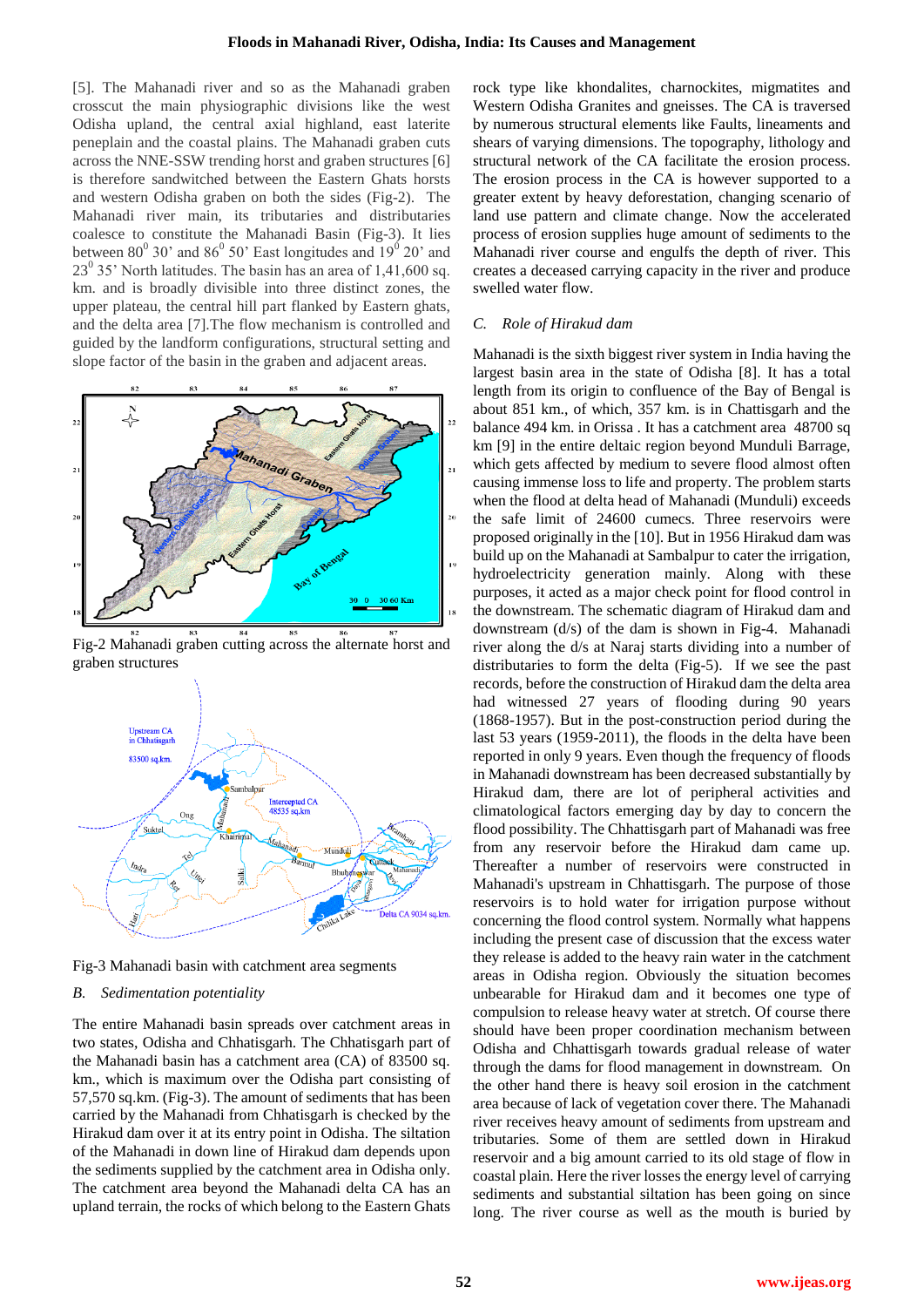[5]. The Mahanadi river and so as the Mahanadi graben crosscut the main physiographic divisions like the west Odisha upland, the central axial highland, east laterite peneplain and the coastal plains. The Mahanadi graben cuts across the NNE-SSW trending horst and graben structures [6] is therefore sandwiched between the Eastern Ghats horsts and western Odisha graben on both the sides (Fig-2). The Mahanadi river main, its tributaries and distributaries coalesce to constitute the Mahanadi Basin (Fig-3). It lies between 80$^0$ 30' and 86$^0$ 50' East longitudes and 19$^0$ 20' and 23$^0$ 35' North latitudes. The basin has an area of 1,41,600 sq. km. and is broadly divisible into three distinct zones, the upper plateau, the central hill part flanked by Eastern ghats, and the delta area [7].The flow mechanism is controlled and guided by the landform configurations, structural setting and slope factor of the basin in the graben and adjacent areas.

Fig-2 Mahanadi graben cutting across the alternate horst and graben structures

Fig-3 Mahanadi basin with catchment area segments

### B. *Sedimentation potentiality*

The entire Mahanadi basin spreads over catchment areas in two states, Odisha and Chhatisgarh. The Chhatisgarh part of the Mahanadi basin has a catchment area (CA) of 83500 sq. km., which is maximum over the Odisha part consisting of 57,570 sq.km. (Fig-3). The amount of sediments that has been carried by the Mahanadi from Chhatisgarh is checked by the Hirakud dam over it at its entry point in Odisha. The siltation of the Mahanadi in down line of Hirakud dam depends upon the sediments supplied by the catchment area in Odisha only. The catchment area beyond the Mahanadi delta CA has an upland terrain, the rocks of which belong to the Eastern Ghats rock type like khondalites, charnockites, migmatites and Western Odisha Granites and gneisses. The CA is traversed by numerous structural elements like Faults, lineaments and shears of varying dimensions. The topography, lithology and structural network of the CA facilitate the erosion process. The erosion process in the CA is however supported to a greater extent by heavy deforestation, changing scenario of land use pattern and climate change. Now the accelerated process of erosion supplies huge amount of sediments to the Mahanadi river course and engulfs the depth of river. This creates a deceased carrying capacity in the river and produce swelled water flow.

### C. *Role of Hirakud dam*

Mahanadi is the sixth biggest river system in India having the largest basin area in the state of Odisha [8]. It has a total length from its origin to confluence of the Bay of Bengal is about 851 km., of which, 357 km. is in Chattisgarh and the balance 494 km. in Orissa . It has a catchment area 48700 sq km [9] in the entire deltaic region beyond Munduli Barrage, which gets affected by medium to severe flood almost often causing immense loss to life and property. The problem starts when the flood at delta head of Mahanadi (Munduli) exceeds the safe limit of 24600 cumecs. Three reservoirs were proposed originally in the [10]. But in 1956 Hirakud dam was build up on the Mahanadi at Sambalpur to cater the irrigation, hydroelectricity generation mainly. Along with these purposes, it acted as a major check point for flood control in the downstream. The schematic diagram of Hirakud dam and downstream (d/s) of the dam is shown in Fig-4. Mahanadi river along the d/s at Naraj starts dividing into a number of distributaries to form the delta (Fig-5). If we see the past records, before the construction of Hirakud dam the delta area had witnessed 27 years of flooding during 90 years (1868-1957). But in the post-construction period during the last 53 years (1959-2011), the floods in the delta have been reported in only 9 years. Even though the frequency of floods in Mahanadi downstream has been decreased substantially by Hirakud dam, there are lot of peripheral activities and climatological factors emerging day by day to concern the flood possibility. The Chhattisgarh part of Mahanadi was free from any reservoir before the Hirakud dam came up. Thereafter a number of reservoirs were constructed in Mahanadi's upstream in Chhattisgarh. The purpose of those reservoirs is to hold water for irrigation purpose without concerning the flood control system. Normally what happens including the present case of discussion that the excess water they release is added to the heavy rain water in the catchment areas in Odisha region. Obviously the situation becomes unbearable for Hirakud dam and it becomes one type of compulsion to release heavy water at stretch. Of course there should have been proper coordination mechanism between Odisha and Chhattisgarh towards gradual release of water through the dams for flood management in downstream. On the other hand there is heavy soil erosion in the catchment area because of lack of vegetation cover there. The Mahanadi river receives heavy amount of sediments from upstream and tributaries. Some of them are settled down in Hirakud reservoir and a big amount carried to its old stage of flow in coastal plain. Here the river losses the energy level of carrying sediments and substantial siltation has been going on since long. The river course as well as the mouth is buried by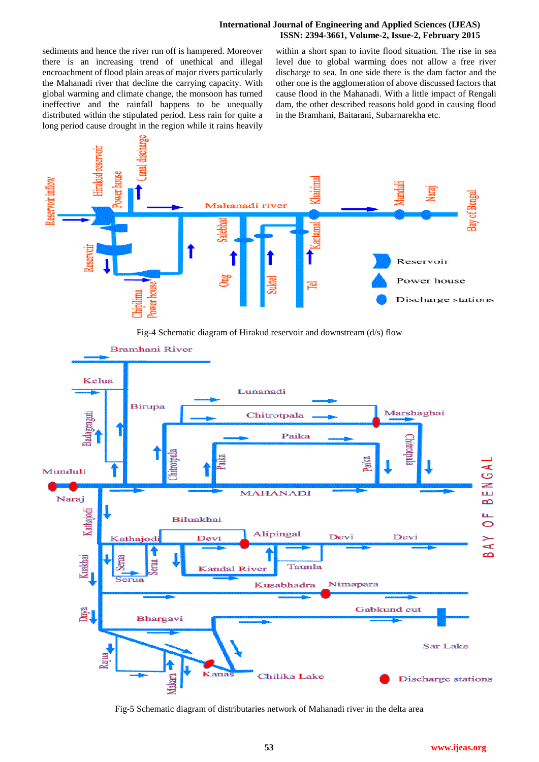sediments and hence the river run off is hampered. Moreover there is an increasing trend of unethical and illegal encroachment of flood plain areas of major rivers particularly the Mahanadi river that decline the carrying capacity. With global warming and climate change, the monsoon has turned ineffective and the rainfall happens to be unequally distributed within the stipulated period. Less rain for quite a long period cause drought in the region while it rains heavily within a short span to invite flood situation. The rise in sea level due to global warming does not allow a free river discharge to sea. In one side there is the dam factor and the other one is the agglomeration of above discussed factors that cause flood in the Mahanadi. With a little impact of Rengali dam, the other described reasons hold good in causing flood in the Bramhani, Baitarani, Subarnarekha etc.

Fig-4 Schematic diagram of Hirakud reservoir and downstream (d/s) flow

Fig-5 Schematic diagram of distributaries network of Mahanadi river in the delta area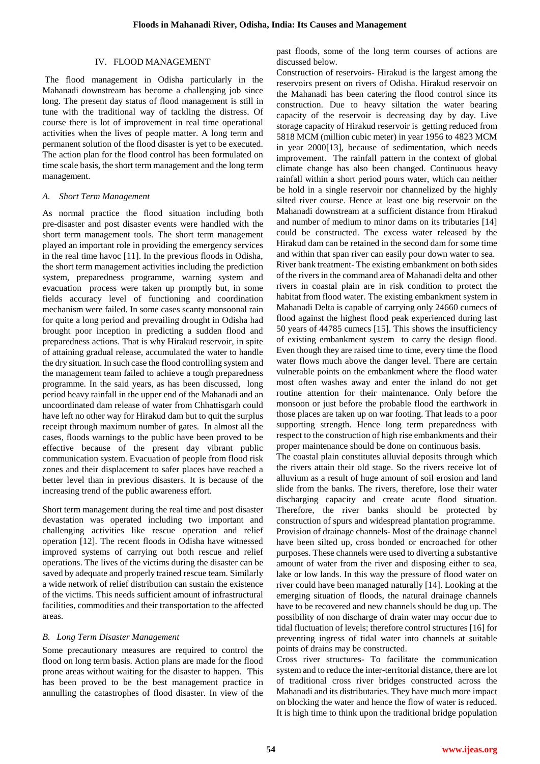## IV. FLOOD MANAGEMENT

The flood management in Odisha particularly in the Mahanadi downstream has become a challenging job since long. The present day status of flood management is still in tune with the traditional way of tackling the distress. Of course there is lot of improvement in real time operational activities when the lives of people matter. A long term and permanent solution of the flood disaster is yet to be executed. The action plan for the flood control has been formulated on time scale basis, the short term management and the long term management.

### *A. Short Term Management*

As normal practice the flood situation including both pre-disaster and post disaster events were handled with the short term management tools. The short term management played an important role in providing the emergency services in the real time havoc [11]. In the previous floods in Odisha, the short term management activities including the prediction system, preparedness programme, warning system and evacuation process were taken up promptly but, in some fields accuracy level of functioning and coordination mechanism were failed. In some cases scanty monsoonal rain for quite a long period and prevailing drought in Odisha had brought poor inception in predicting a sudden flood and preparedness actions. That is why Hirakud reservoir, in spite of attaining gradual release, accumulated the water to handle the dry situation. In such case the flood controlling system and the management team failed to achieve a tough preparedness programme. In the said years, as has been discussed, long period heavy rainfall in the upper end of the Mahanadi and an uncoordinated dam release of water from Chhattisgarh could have left no other way for Hirakud dam but to quit the surplus receipt through maximum number of gates. In almost all the cases, floods warnings to the public have been proved to be effective because of the present day vibrant public communication system. Evacuation of people from flood risk zones and their displacement to safer places have reached a better level than in previous disasters. It is because of the increasing trend of the public awareness effort.

Short term management during the real time and post disaster devastation was operated including two important and challenging activities like rescue operation and relief operation [12]. The recent floods in Odisha have witnessed improved systems of carrying out both rescue and relief operations. The lives of the victims during the disaster can be saved by adequate and properly trained rescue team. Similarly a wide network of relief distribution can sustain the existence of the victims. This needs sufficient amount of infrastructural facilities, commodities and their transportation to the affected areas.

### *B. Long Term Disaster Management*

Some precautionary measures are required to control the flood on long term basis. Action plans are made for the flood prone areas without waiting for the disaster to happen. This has been proved to be the best management practice in annulling the catastrophes of flood disaster. In view of the past floods, some of the long term courses of actions are discussed below.

Construction of reservoirs- Hirakud is the largest among the reservoirs present on rivers of Odisha. Hirakud reservoir on the Mahanadi has been catering the flood control since its construction. Due to heavy siltation the water bearing capacity of the reservoir is decreasing day by day. Live storage capacity of Hirakud reservoir is getting reduced from 5818 MCM (million cubic meter) in year 1956 to 4823 MCM in year 2000[13], because of sedimentation, which needs improvement. The rainfall pattern in the context of global climate change has also been changed. Continuous heavy rainfall within a short period pours water, which can neither be hold in a single reservoir nor channelized by the highly silted river course. Hence at least one big reservoir on the Mahanadi downstream at a sufficient distance from Hirakud and number of medium to minor dams on its tributaries [14] could be constructed. The excess water released by the Hirakud dam can be retained in the second dam for some time and within that span river can easily pour down water to sea.

River bank treatment- The existing embankment on both sides of the rivers in the command area of Mahanadi delta and other rivers in coastal plain are in risk condition to protect the habitat from flood water. The existing embankment system in Mahanadi Delta is capable of carrying only 24660 cumecs of flood against the highest flood peak experienced during last 50 years of 44785 cumecs [15]. This shows the insufficiency of existing embankment system to carry the design flood. Even though they are raised time to time, every time the flood water flows much above the danger level. There are certain vulnerable points on the embankment where the flood water most often washes away and enter the inland do not get routine attention for their maintenance. Only before the monsoon or just before the probable flood the earthwork in those places are taken up on war footing. That leads to a poor supporting strength. Hence long term preparedness with respect to the construction of high rise embankments and their proper maintenance should be done on continuous basis.

The coastal plain constitutes alluvial deposits through which the rivers attain their old stage. So the rivers receive lot of alluvium as a result of huge amount of soil erosion and land slide from the banks. The rivers, therefore, lose their water discharging capacity and create acute flood situation. Therefore, the river banks should be protected by construction of spurs and widespread plantation programme.

Provision of drainage channels- Most of the drainage channel have been silted up, cross bonded or encroached for other purposes. These channels were used to diverting a substantive amount of water from the river and disposing either to sea, lake or low lands. In this way the pressure of flood water on river could have been managed naturally [14]. Looking at the emerging situation of floods, the natural drainage channels have to be recovered and new channels should be dug up. The possibility of non discharge of drain water may occur due to tidal fluctuation of levels; therefore control structures [16] for preventing ingress of tidal water into channels at suitable points of drains may be constructed.

Cross river structures- To facilitate the communication system and to reduce the inter-territorial distance, there are lot of traditional cross river bridges constructed across the Mahanadi and its distributaries. They have much more impact on blocking the water and hence the flow of water is reduced. It is high time to think upon the traditional bridge population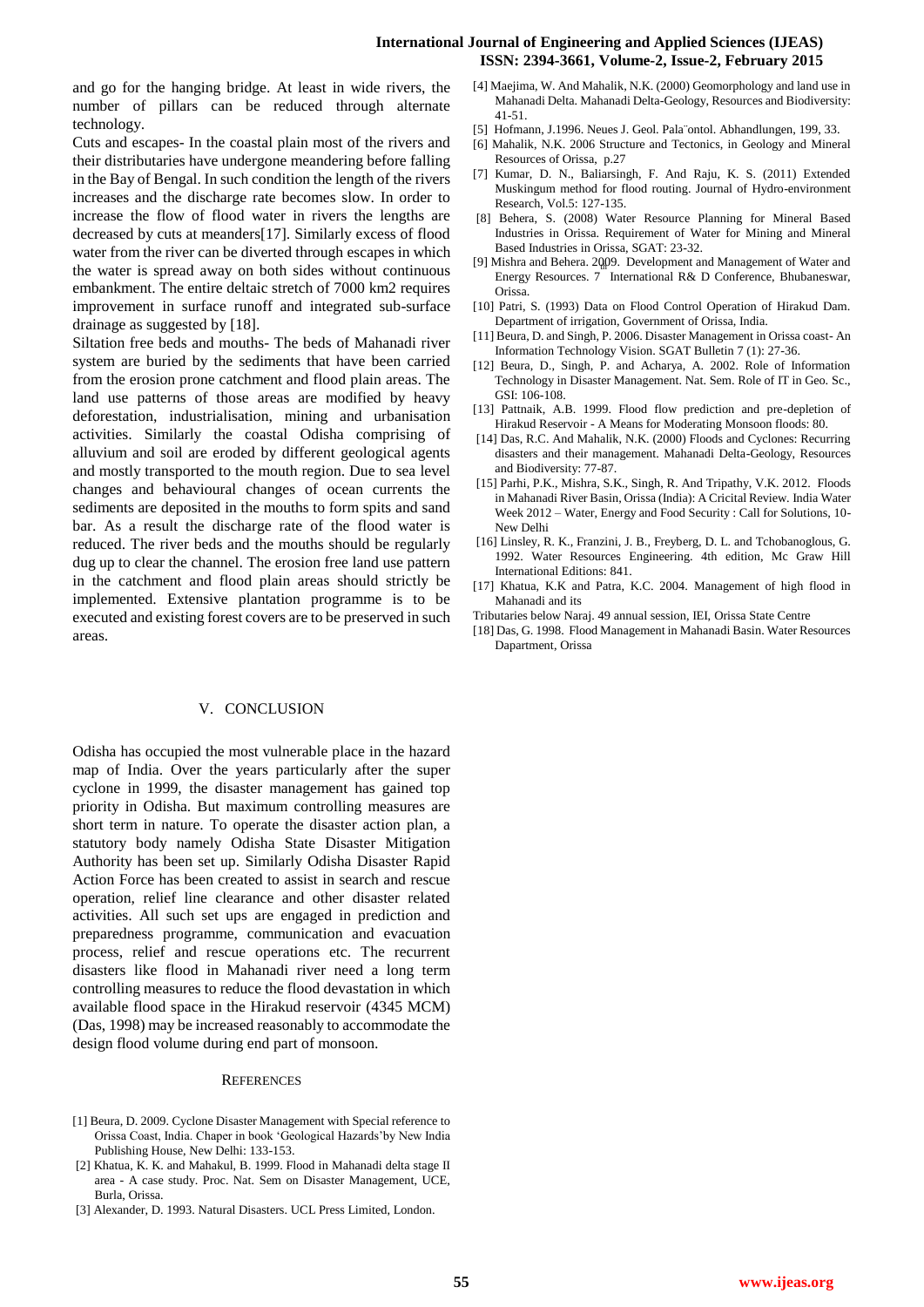and go for the hanging bridge. At least in wide rivers, the number of pillars can be reduced through alternate technology.

Cuts and escapes- In the coastal plain most of the rivers and their distributaries have undergone meandering before falling in the Bay of Bengal. In such condition the length of the rivers increases and the discharge rate becomes slow. In order to increase the flow of flood water in rivers the lengths are decreased by cuts at meanders[17]. Similarly excess of flood water from the river can be diverted through escapes in which the water is spread away on both sides without continuous embankment. The entire deltaic stretch of 7000 km2 requires improvement in surface runoff and integrated sub-surface drainage as suggested by [18].

Siltation free beds and mouths- The beds of Mahanadi river system are buried by the sediments that have been carried from the erosion prone catchment and flood plain areas. The land use patterns of those areas are modified by heavy deforestation, industrialisation, mining and urbanisation activities. Similarly the coastal Odisha comprising of alluvium and soil are eroded by different geological agents and mostly transported to the mouth region. Due to sea level changes and behavioural changes of ocean currents the sediments are deposited in the mouths to form spits and sand bar. As a result the discharge rate of the flood water is reduced. The river beds and the mouths should be regularly dug up to clear the channel. The erosion free land use pattern in the catchment and flood plain areas should strictly be implemented. Extensive plantation programme is to be executed and existing forest covers are to be preserved in such areas.

## V. CONCLUSION

Odisha has occupied the most vulnerable place in the hazard map of India. Over the years particularly after the super cyclone in 1999, the disaster management has gained top priority in Odisha. But maximum controlling measures are short term in nature. To operate the disaster action plan, a statutory body namely Odisha State Disaster Mitigation Authority has been set up. Similarly Odisha Disaster Rapid Action Force has been created to assist in search and rescue operation, relief line clearance and other disaster related activities. All such set ups are engaged in prediction and preparedness programme, communication and evacuation process, relief and rescue operations etc. The recurrent disasters like flood in Mahanadi river need a long term controlling measures to reduce the flood devastation in which available flood space in the Hirakud reservoir (4345 MCM) (Das, 1998) may be increased reasonably to accommodate the design flood volume during end part of monsoon.

## REFERENCES

[1] Beura, D. 2009. Cyclone Disaster Management with Special reference to Orissa Coast, India. Chaper in book 'Geological Hazards'by New India Publishing House, New Delhi: 133-153.

[2] Khatua, K. K. and Mahakul, B. 1999. Flood in Mahanadi delta stage II area - A case study. Proc. Nat. Sem on Disaster Management, UCE, Burla, Orissa.

[3] Alexander, D. 1993. Natural Disasters. UCL Press Limited, London.

[4] Maejima, W. And Mahalik, N.K. (2000) Geomorphology and land use in Mahanadi Delta. Mahanadi Delta-Geology, Resources and Biodiversity: 41-51.

[5] Hofmann, J.1996. Neues J. Geol. Pala¨ontol. Abhandlungen, 199, 33.

[6] Mahalik, N.K. 2006 Structure and Tectonics, in Geology and Mineral Resources of Orissa, p.27

[7] Kumar, D. N., Baliarsingh, F. And Raju, K. S. (2011) Extended Muskingum method for flood routing. Journal of Hydro-environment Research, Vol.5: 127-135.

[8] Behera, S. (2008) Water Resource Planning for Mineral Based Industries in Orissa. Requirement of Water for Mining and Mineral Based Industries in Orissa, SGAT: 23-32.

[9] Mishra and Behera. 2009. Development and Management of Water and Energy Resources. 7th International R& D Conference, Bhubaneswar, Orissa.

[10] Patri, S. (1993) Data on Flood Control Operation of Hirakud Dam. Department of irrigation, Government of Orissa, India.

[11] Beura, D. and Singh, P. 2006. Disaster Management in Orissa coast- An Information Technology Vision. SGAT Bulletin 7 (1): 27-36.

[12] Beura, D., Singh, P. and Acharya, A. 2002. Role of Information Technology in Disaster Management. Nat. Sem. Role of IT in Geo. Sc., GSI: 106-108.

[13] Pattnaik, A.B. 1999. Flood flow prediction and pre-depletion of Hirakud Reservoir - A Means for Moderating Monsoon floods: 80.

[14] Das, R.C. And Mahalik, N.K. (2000) Floods and Cyclones: Recurring disasters and their management. Mahanadi Delta-Geology, Resources and Biodiversity: 77-87.

[15] Parhi, P.K., Mishra, S.K., Singh, R. And Tripathy, V.K. 2012. Floods in Mahanadi River Basin, Orissa (India): A Cricital Review. India Water Week 2012 – Water, Energy and Food Security : Call for Solutions, 10- New Delhi

[16] Linsley, R. K., Franzini, J. B., Freyberg, D. L. and Tchobanoglous, G. 1992. Water Resources Engineering. 4th edition, Mc Graw Hill International Editions: 841.

[17] Khatua, K.K and Patra, K.C. 2004. Management of high flood in Mahanadi and its Tributaries below Naraj. 49 annual session, IEI, Orissa State Centre

[18] Das, G. 1998. Flood Management in Mahanadi Basin. Water Resources Dapartment, Orissa